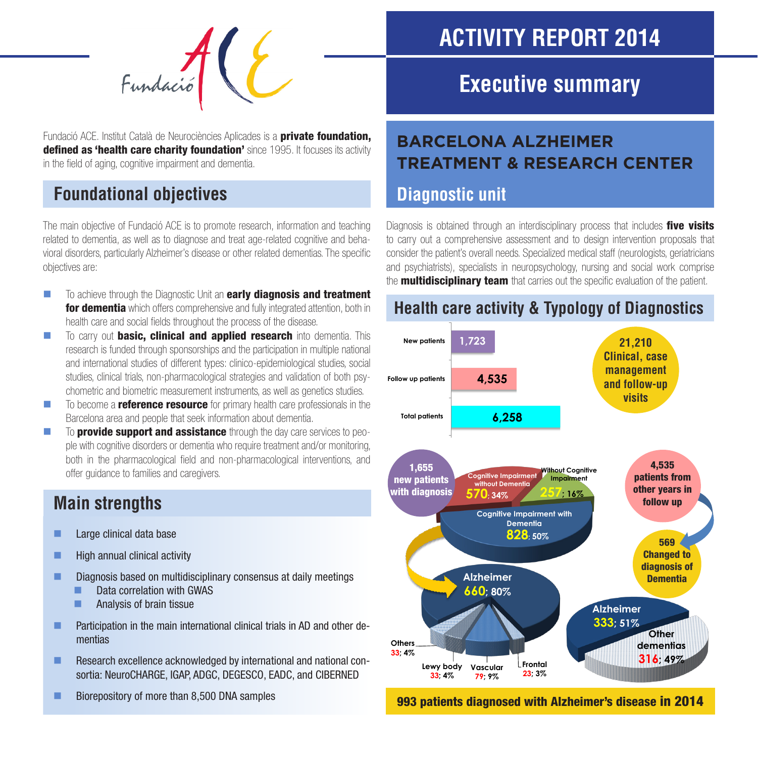Fundació ACE

# ACTIVITY REPORT 2014

## Executive summary

Fundació ACE. Institut Català de Neurociències Aplicades is a **private foundation, defined as 'health care charity foundation'** since 1995. It focuses its activity in the field of aging, cognitive impairment and dementia.

## Foundational objectives

The main objective of Fundació ACE is to promote research, information and teaching related to dementia, as well as to diagnose and treat age-related cognitive and behavioral disorders, particularly Alzheimer's disease or other related dementias. The specific objectives are:

- To achieve through the Diagnostic Unit an **early diagnosis and treatment for dementia** which offers comprehensive and fully integrated attention, both in health care and social fields throughout the process of the disease.
- To carry out **basic, clinical and applied research** into dementia. This research is funded through sponsorships and the participation in multiple national and international studies of different types: clinico-epidemiological studies, social studies, clinical trials, non-pharmacological strategies and validation of both psychometric and biometric measurement instruments, as well as genetics studies.
- To become a **reference resource** for primary health care professionals in the Barcelona area and people that seek information about dementia.
- To **provide support and assistance** through the day care services to people with cognitive disorders or dementia who require treatment and/or monitoring, both in the pharmacological field and non-pharmacological interventions, and offer guidance to families and caregivers.

## Main strengths

- Large clinical data base
- High annual clinical activity
- Diagnosis based on multidisciplinary consensus at daily meetings
  - Data correlation with GWAS
  - Analysis of brain tissue
- Participation in the main international clinical trials in AD and other dementias
- Research excellence acknowledged by international and national consortia: NeuroCHARGE, IGAP, ADGC, DEGESCO, EADC, and CIBERNED
- Biorepository of more than 8,500 DNA samples

## BARCELONA ALZHEIMER TREATMENT & RESEARCH CENTER

### Diagnostic unit

Diagnosis is obtained through an interdisciplinary process that includes **five visits** to carry out a comprehensive assessment and to design intervention proposals that consider the patient's overall needs. Specialized medical staff (neurologists, geriatricians and psychiatrists), specialists in neuropsychology, nursing and social work comprise the **multidisciplinary team** that carries out the specific evaluation of the patient.

### Health care activity & Typology of Diagnostics

| | |
|---|---|
| New patients | 1,723 |
| Follow up patients | 4,535 |
| Total patients | 6,258 |

**21,210 Clinical, case management and follow-up visits**

**1,655 new patients with diagnosis**

- Cognitive Impairment without Dementia: 570; 34%
- Without Cognitive Impairment: 257; 16%
- Cognitive Impairment with Dementia: 828; 50%

Cognitive Impairment with Dementia:

- Alzheimer: 660; 80%
- Others: 33; 4%
- Lewy body: 33; 4%
- Vascular: 79; 9%
- Frontal: 23; 3%

**4,535 patients from other years in follow up**

**569 Changed to diagnosis of Dementia**

- Alzheimer: 333; 51%
- Other dementias: 316; 49%

**993 patients diagnosed with Alzheimer's disease in 2014**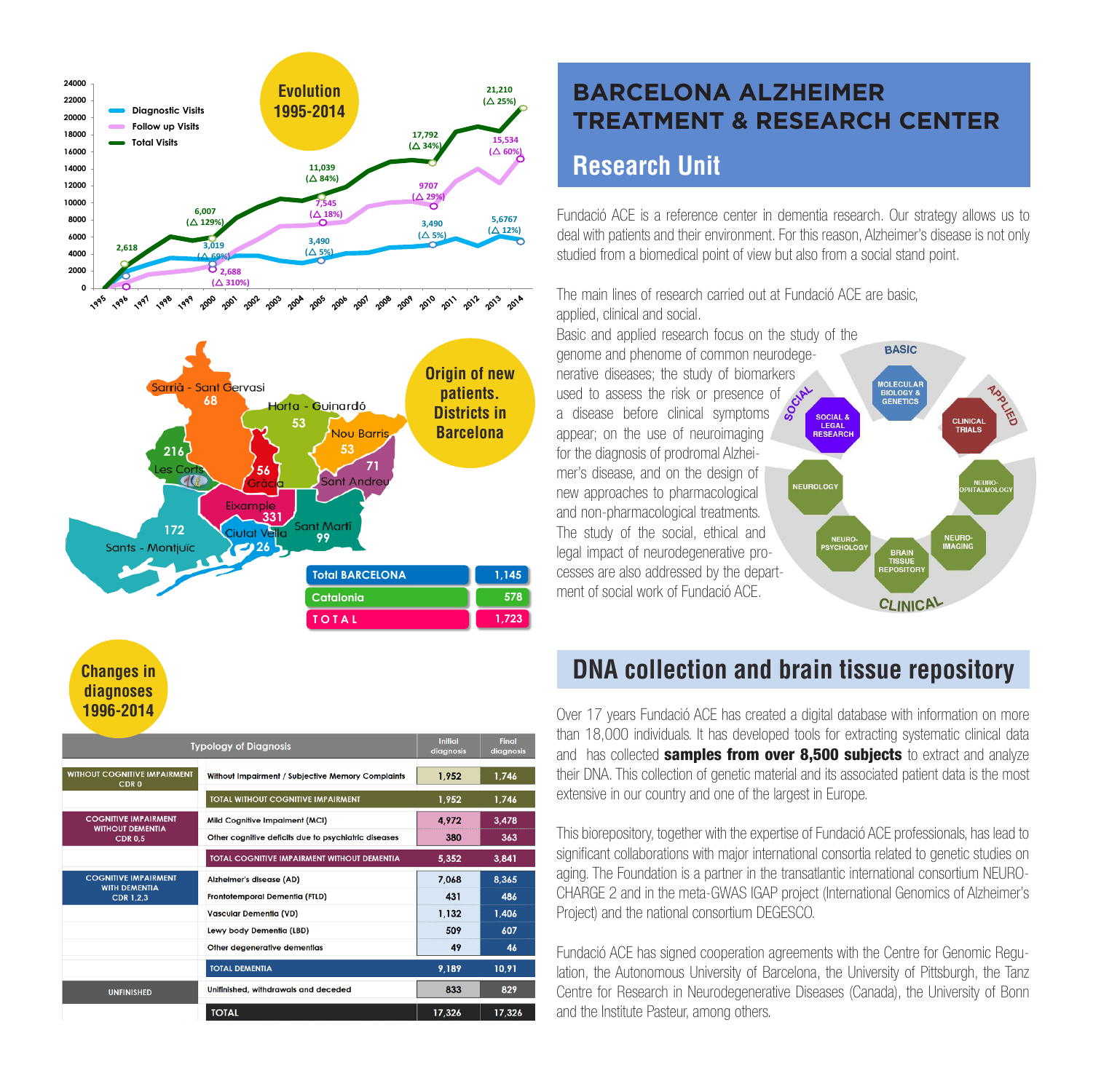## Evolution 1995-2014

- Diagnostic Visits
- Follow up Visits
- Total Visits

## Origin of new patients. Districts in Barcelona

| Area | Patients |
|---|---|
| Sarrià - Sant Gervasi | 68 |
| Horta - Guinardó | 53 |
| Nou Barris | 53 |
| Les Corts | 216 |
| Gràcia | 56 |
| Sant Andreu | 71 |
| Eixample | 331 |
| Sants - Montjuïc | 172 |
| Ciutat Vella | 26 |
| Sant Martí | 99 |
| Total BARCELONA | 1,145 |
| Catalonia | 578 |
| TOTAL | 1,723 |

## Changes in diagnoses 1996-2014

| | Typology of Diagnosis | Initial diagnosis | Final diagnosis |
|---|---|---|---|
| WITHOUT COGNITIVE IMPAIRMENT CDR 0 | Without Impairment / Subjective Memory Complaints | 1,952 | 1,746 |
| | TOTAL WITHOUT COGNITIVE IMPAIRMENT | 1,952 | 1,746 |
| COGNITIVE IMPAIRMENT WITHOUT DEMENTIA CDR 0,5 | Mild Cognitive Impaiment (MCI) | 4,972 | 3,478 |
| | Other cognitive deficits due to psychiatric diseases | 380 | 363 |
| | TOTAL COGNITIVE IMPAIRMENT WITHOUT DEMENTIA | 5,352 | 3,841 |
| COGNITIVE IMPAIRMENT WITH DEMENTIA CDR 1,2,3 | Alzheimer's disease (AD) | 7,068 | 8,365 |
| | Frontotemporal Dementia (FTLD) | 431 | 486 |
| | Vascular Dementia (VD) | 1,132 | 1,406 |
| | Lewy body Dementia (LBD) | 509 | 607 |
| | Other degenerative dementias | 49 | 46 |
| | TOTAL DEMENTIA | 9,189 | 10,91 |
| UNFINISHED | Unfinished, withdrawals and deceded | 833 | 829 |
| | TOTAL | 17,326 | 17,326 |

# BARCELONA ALZHEIMER TREATMENT & RESEARCH CENTER

## Research Unit

Fundació ACE is a reference center in dementia research. Our strategy allows us to deal with patients and their environment. For this reason, Alzheimer's disease is not only studied from a biomedical point of view but also from a social stand point.

The main lines of research carried out at Fundació ACE are basic, applied, clinical and social.

Basic and applied research focus on the study of the genome and phenome of common neurodegenerative diseases; the study of biomarkers used to assess the risk or presence of a disease before clinical symptoms appear; on the use of neuroimaging for the diagnosis of prodromal Alzheimer's disease, and on the design of new approaches to pharmacological and non-pharmacological treatments. The study of the social, ethical and legal impact of neurodegenerative processes are also addressed by the department of social work of Fundació ACE.

## DNA collection and brain tissue repository

Over 17 years Fundació ACE has created a digital database with information on more than 18,000 individuals. It has developed tools for extracting systematic clinical data and has collected **samples from over 8,500 subjects** to extract and analyze their DNA. This collection of genetic material and its associated patient data is the most extensive in our country and one of the largest in Europe.

This biorepository, together with the expertise of Fundació ACE professionals, has lead to significant collaborations with major international consortia related to genetic studies on aging. The Foundation is a partner in the transatlantic international consortium NEUROCHARGE 2 and in the meta-GWAS IGAP project (International Genomics of Alzheimer's Project) and the national consortium DEGESCO.

Fundació ACE has signed cooperation agreements with the Centre for Genomic Regulation, the Autonomous University of Barcelona, the University of Pittsburgh, the Tanz Centre for Research in Neurodegenerative Diseases (Canada), the University of Bonn and the Institute Pasteur, among others.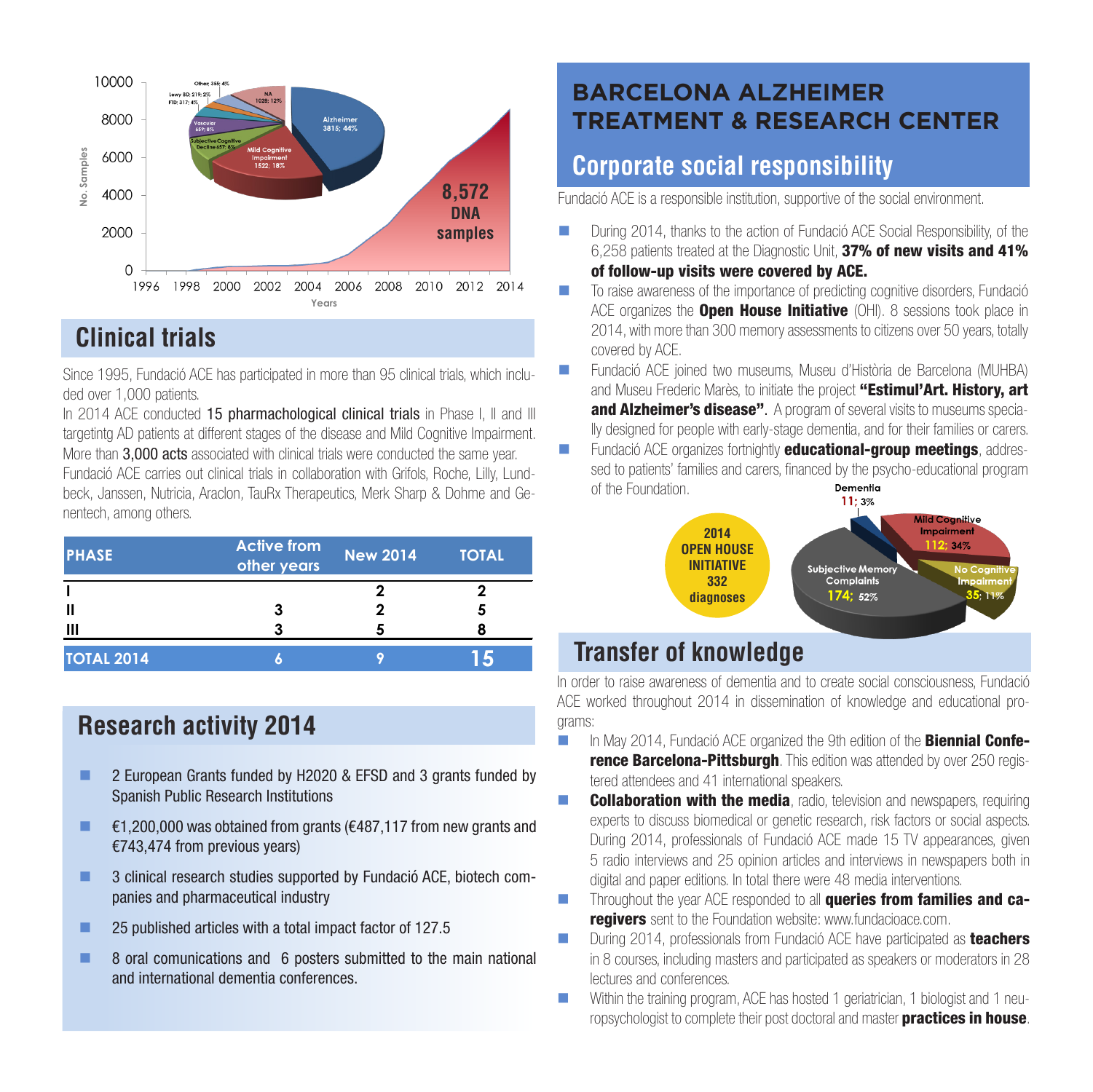## Clinical trials

Since 1995, Fundació ACE has participated in more than 95 clinical trials, which included over 1,000 patients.

In 2014 ACE conducted 15 pharmacological clinical trials in Phase I, II and III targetintg AD patients at different stages of the disease and Mild Cognitive Impairment. More than 3,000 acts associated with clinical trials were conducted the same year.

Fundació ACE carries out clinical trials in collaboration with Grifols, Roche, Lilly, Lundbeck, Janssen, Nutricia, Araclon, TauRx Therapeutics, Merk Sharp & Dohme and Genentech, among others.

| PHASE | Active from other years | New 2014 | TOTAL |
|---|---|---|---|
| I | | 2 | 2 |
| II | 3 | 2 | 5 |
| III | 3 | 5 | 8 |
| TOTAL 2014 | 6 | 9 | 15 |

## Research activity 2014

- 2 European Grants funded by H2020 & EFSD and 3 grants funded by Spanish Public Research Institutions
- €1,200,000 was obtained from grants (€487,117 from new grants and €743,474 from previous years)
- 3 clinical research studies supported by Fundació ACE, biotech companies and pharmaceutical industry
- 25 published articles with a total impact factor of 127.5
- 8 oral comunications and 6 posters submitted to the main national and international dementia conferences.

# BARCELONA ALZHEIMER TREATMENT & RESEARCH CENTER

## Corporate social responsibility

Fundació ACE is a responsible institution, supportive of the social environment.

- During 2014, thanks to the action of Fundació ACE Social Responsibility, of the 6,258 patients treated at the Diagnostic Unit, **37% of new visits and 41% of follow-up visits were covered by ACE.**
- To raise awareness of the importance of predicting cognitive disorders, Fundació ACE organizes the **Open House Initiative** (OHI). 8 sessions took place in 2014, with more than 300 memory assessments to citizens over 50 years, totally covered by ACE.
- Fundació ACE joined two museums, Museu d'Història de Barcelona (MUHBA) and Museu Frederic Marès, to initiate the project **"Estimul'Art. History, art and Alzheimer's disease"**. A program of several visits to museums specially designed for people with early-stage dementia, and for their families or carers.
- Fundació ACE organizes fortnightly **educational-group meetings**, addressed to patients' families and carers, financed by the psycho-educational program of the Foundation.

## Transfer of knowledge

In order to raise awareness of dementia and to create social consciousness, Fundació ACE worked throughout 2014 in dissemination of knowledge and educational programs:

- In May 2014, Fundació ACE organized the 9th edition of the **Biennial Conference Barcelona-Pittsburgh**. This edition was attended by over 250 registered attendees and 41 international speakers.
- **Collaboration with the media**, radio, television and newspapers, requiring experts to discuss biomedical or genetic research, risk factors or social aspects. During 2014, professionals of Fundació ACE made 15 TV appearances, given 5 radio interviews and 25 opinion articles and interviews in newspapers both in digital and paper editions. In total there were 48 media interventions.
- Throughout the year ACE responded to all **queries from families and caregivers** sent to the Foundation website: www.fundacioace.com.
- During 2014, professionals from Fundació ACE have participated as **teachers** in 8 courses, including masters and participated as speakers or moderators in 28 lectures and conferences.
- Within the training program, ACE has hosted 1 geriatrician, 1 biologist and 1 neuropsychologist to complete their post doctoral and master **practices in house**.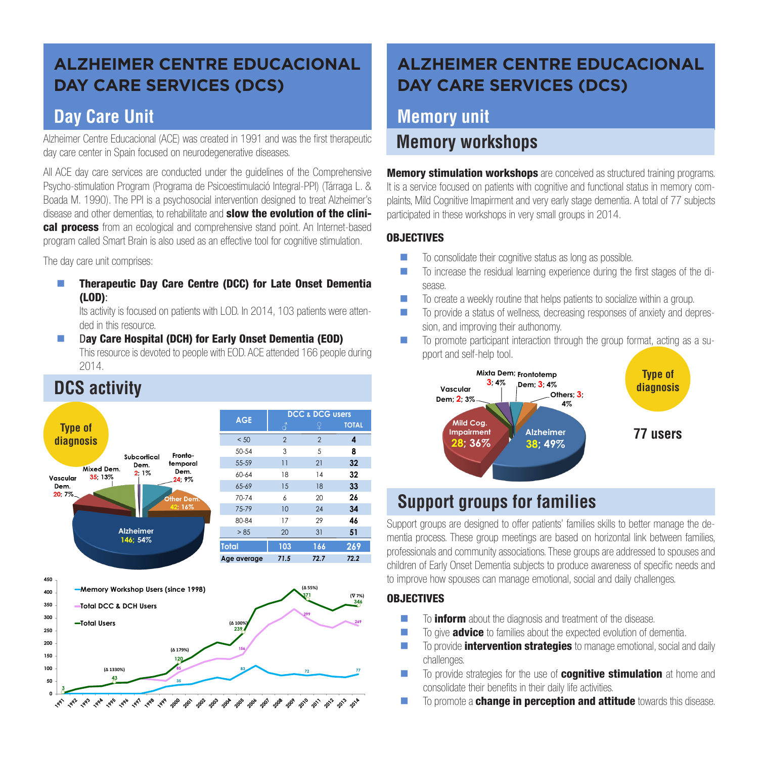# ALZHEIMER CENTRE EDUCACIONAL DAY CARE SERVICES (DCS)

## Day Care Unit

Alzheimer Centre Educacional (ACE) was created in 1991 and was the first therapeutic day care center in Spain focused on neurodegenerative diseases.

All ACE day care services are conducted under the guidelines of the Comprehensive Psycho-stimulation Program (Programa de Psicoestimulació Integral-PPI) (Tárraga L. & Boada M. 1990). The PPI is a psychosocial intervention designed to treat Alzheimer's disease and other dementias, to rehabilitate and **slow the evolution of the clinical process** from an ecological and comprehensive stand point. An Internet-based program called Smart Brain is also used as an effective tool for cognitive stimulation.

The day care unit comprises:

- **Therapeutic Day Care Centre (DCC) for Late Onset Dementia (LOD)**:
  Its activity is focused on patients with LOD. In 2014, 103 patients were attended in this resource.
- D**ay Care Hospital (DCH) for Early Onset Dementia (EOD)**
  This resource is devoted to people with EOD. ACE attended 166 people during 2014.

## DCS activity

Type of diagnosis

Subcortical Dem. 2; 1%
Fronto-temporal Dem. 24; 9%
Mixed Dem. 35; 13%
Vascular Dem. 20; 7%
Other Dem. 42; 16%
Alzheimer 146; 54%

| AGE | DCC & DCG users | | |
|---|---|---|---|
| | ♂ | ♀ | TOTAL |
| < 50 | 2 | 2 | 4 |
| 50-54 | 3 | 5 | 8 |
| 55-59 | 11 | 21 | 32 |
| 60-64 | 18 | 14 | 32 |
| 65-69 | 15 | 18 | 33 |
| 70-74 | 6 | 20 | 26 |
| 75-79 | 10 | 24 | 34 |
| 80-84 | 17 | 29 | 46 |
| > 85 | 20 | 31 | 51 |
| Total | 103 | 166 | 269 |
| Age average | 71.5 | 72.7 | 72.2 |

Memory Workshop Users (since 1998)
Total DCC & DCH Users
Total Users

3
(Δ 1330%) 43
(Δ 179%) 120
85
35
(Δ 100%) 239
156
83
(Δ 55%) 371
299
72
(∇ 7%) 346
269
77

0, 50, 100, 150, 200, 250, 300, 350, 400, 450

1991, 1992, 1993, 1994, 1995, 1996, 1997, 1998, 1999, 2000, 2001, 2002, 2003, 2004, 2005, 2006, 2007, 2008, 2009, 2010, 2011, 2012, 2013, 2014

# ALZHEIMER CENTRE EDUCACIONAL DAY CARE SERVICES (DCS)

## Memory unit

## Memory workshops

**Memory stimulation workshops** are conceived as structured training programs. It is a service focused on patients with cognitive and functional status in memory complaints, Mild Cognitive Imapirment and very early stage dementia. A total of 77 subjects participated in these workshops in very small groups in 2014.

### OBJECTIVES

- To consolidate their cognitive status as long as possible.
- To increase the residual learning experience during the first stages of the disease.
- To create a weekly routine that helps patients to socialize within a group.
- To provide a status of wellness, decreasing responses of anxiety and depression, and improving their authonomy.
- To promote participant interaction through the group format, acting as a support and self-help tool.

Type of diagnosis

Mixta Dem; 3; 4%
Frontotemp Dem; 3; 4%
Vascular Dem; 2; 3%
Others; 3; 4%
Mild Cog. Impairment 28; 36%
Alzheimer 38; 49%

77 users

## Support groups for families

Support groups are designed to offer patients' families skills to better manage the dementia process. These group meetings are based on horizontal link between families, professionals and community associations. These groups are addressed to spouses and children of Early Onset Dementia subjects to produce awareness of specific needs and to improve how spouses can manage emotional, social and daily challenges.

### OBJECTIVES

- To **inform** about the diagnosis and treatment of the disease.
- To give **advice** to families about the expected evolution of dementia.
- To provide **intervention strategies** to manage emotional, social and daily challenges.
- To provide strategies for the use of **cognitive stimulation** at home and consolidate their benefits in their daily life activities.
- To promote a **change in perception and attitude** towards this disease.